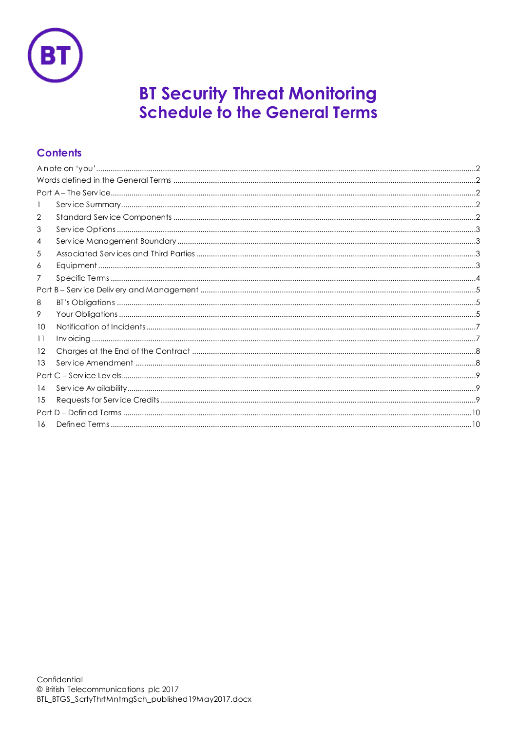# BT Security Threat Monitoring Schedule to the General Terms

## Contents

A note on 'you' .....2
Words defined in the General Terms .....2
Part A – The Service .....2
1 Service Summary .....2
2 Standard Service Components .....2
3 Service Options .....3
4 Service Management Boundary .....3
5 Associated Services and Third Parties .....3
6 Equipment .....3
7 Specific Terms .....4
Part B – Service Delivery and Management .....5
8 BT's Obligations .....5
9 Your Obligations .....5
10 Notification of Incidents .....7
11 Invoicing .....7
12 Charges at the End of the Contract .....8
13 Service Amendment .....8
Part C – Service Levels .....9
14 Service Availability .....9
15 Requests for Service Credits .....9
Part D – Defined Terms .....10
16 Defined Terms .....10

Confidential
© British Telecommunications plc 2017
BTL_BTGS_ScrtyThrtMntrngSch_published19May2017.docx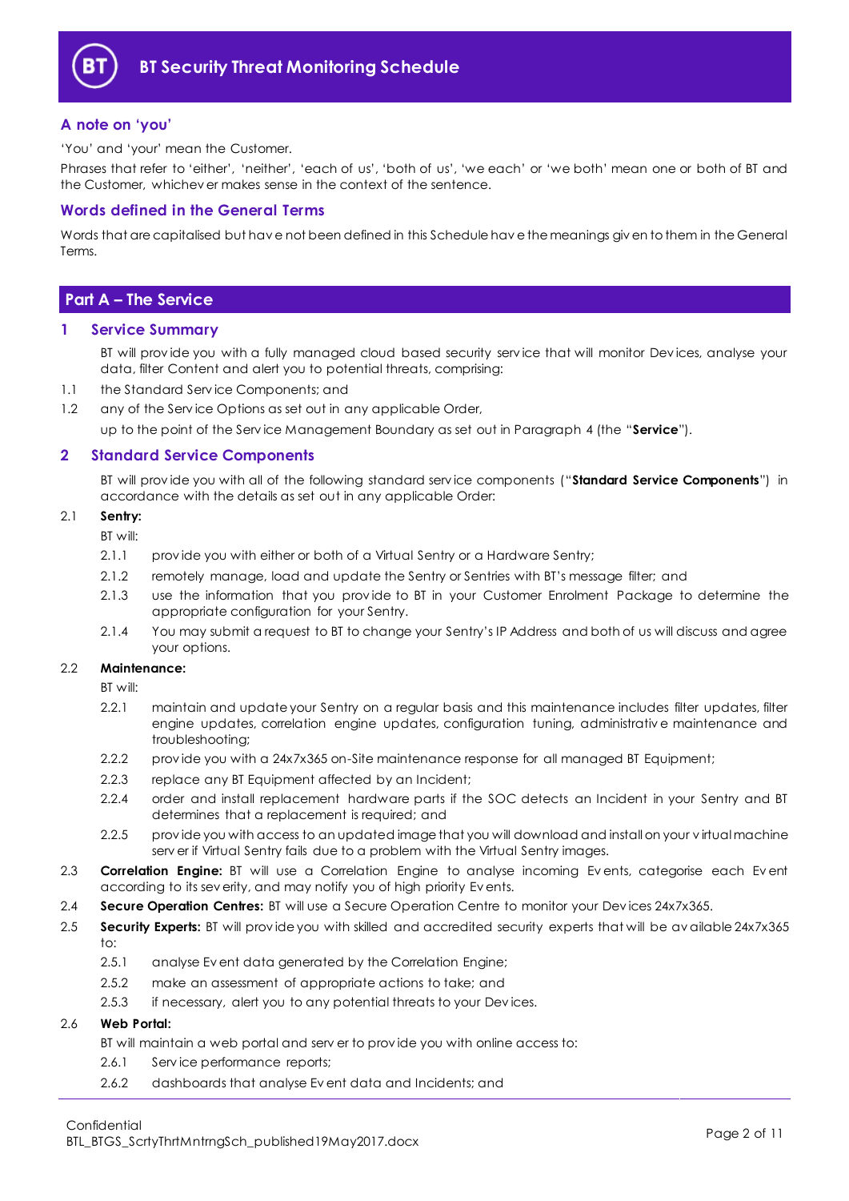# BT Security Threat Monitoring Schedule

## A note on 'you'

'You' and 'your' mean the Customer.

Phrases that refer to 'either', 'neither', 'each of us', 'both of us', 'we each' or 'we both' mean one or both of BT and the Customer, whichever makes sense in the context of the sentence.

## Words defined in the General Terms

Words that are capitalised but have not been defined in this Schedule have the meanings given to them in the General Terms.

# Part A – The Service

## 1 Service Summary

BT will provide you with a fully managed cloud based security service that will monitor Devices, analyse your data, filter Content and alert you to potential threats, comprising:

1.1 the Standard Service Components; and

1.2 any of the Service Options as set out in any applicable Order,

up to the point of the Service Management Boundary as set out in Paragraph 4 (the "**Service**").

## 2 Standard Service Components

BT will provide you with all of the following standard service components ("**Standard Service Components**") in accordance with the details as set out in any applicable Order:

2.1 **Sentry:**

BT will:

2.1.1 provide you with either or both of a Virtual Sentry or a Hardware Sentry;

2.1.2 remotely manage, load and update the Sentry or Sentries with BT's message filter; and

2.1.3 use the information that you provide to BT in your Customer Enrolment Package to determine the appropriate configuration for your Sentry.

2.1.4 You may submit a request to change your Sentry's IP Address and both of us will discuss and agree your options.

2.2 **Maintenance:**

BT will:

2.2.1 maintain and update your Sentry on a regular basis and this maintenance includes filter updates, filter engine updates, correlation engine updates, configuration tuning, administrative maintenance and troubleshooting;

2.2.2 provide you with a 24x7x365 on-Site maintenance response for all managed BT Equipment;

2.2.3 replace any BT Equipment affected by an Incident;

2.2.4 order and install replacement hardware parts if the SOC detects an Incident in your Sentry and BT determines that a replacement is required; and

2.2.5 provide you with access to an updated image that you will download and install on your virtual machine server if Virtual Sentry fails due to a problem with the Virtual Sentry images.

2.3 **Correlation Engine:** BT will use a Correlation Engine to analyse incoming Events, categorise each Event according to its severity, and may notify you of high priority Events.

2.4 **Secure Operation Centres:** BT will use a Secure Operation Centre to monitor your Devices 24x7x365.

2.5 **Security Experts:** BT will provide you with skilled and accredited security experts that will be available 24x7x365 to:

2.5.1 analyse Event data generated by the Correlation Engine;

2.5.2 make an assessment of appropriate actions to take; and

2.5.3 if necessary, alert you to any potential threats to your Devices.

2.6 **Web Portal:**

BT will maintain a web portal and server to provide you with online access to:

2.6.1 Service performance reports;

2.6.2 dashboards that analyse Event data and Incidents; and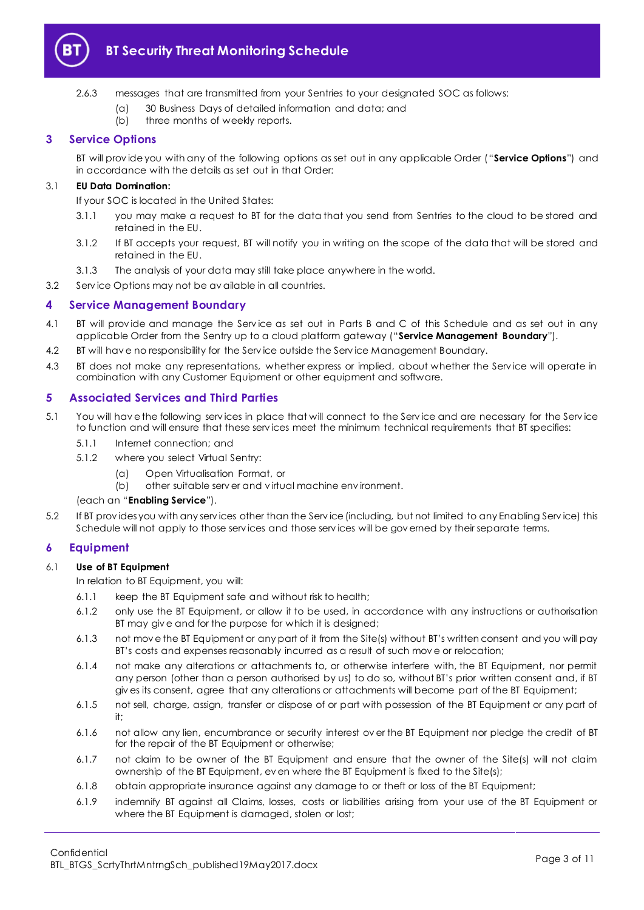2.6.3 messages that are transmitted from your Sentries to your designated SOC as follows:

(a) 30 Business Days of detailed information and data; and

(b) three months of weekly reports.

## 3 Service Options

BT will provide you with any of the following options as set out in any applicable Order ("**Service Options**") and in accordance with the details as set out in that Order:

3.1 **EU Data Domination:**

If your SOC is located in the United States:

3.1.1 you may make a request to BT for the data that you send from Sentries to the cloud to be stored and retained in the EU.

3.1.2 If BT accepts your request, BT will notify you in writing on the scope of the data that will be stored and retained in the EU.

3.1.3 The analysis of your data may still take place anywhere in the world.

3.2 Service Options may not be available in all countries.

## 4 Service Management Boundary

4.1 BT will provide and manage the Service as set out in Parts B and C of this Schedule and as set out in any applicable Order from the Sentry up to a cloud platform gateway ("**Service Management Boundary**").

4.2 BT will have no responsibility for the Service outside the Service Management Boundary.

4.3 BT does not make any representations, whether express or implied, about whether the Service will operate in combination with any Customer Equipment or other equipment and software.

## 5 Associated Services and Third Parties

5.1 You will have the following services in place that will connect to the Service and are necessary for the Service to function and will ensure that these services meet the minimum technical requirements that BT specifies:

5.1.1 Internet connection; and

5.1.2 where you select Virtual Sentry:

(a) Open Virtualisation Format, or

(b) other suitable server and virtual machine environment.

(each an "**Enabling Service**").

5.2 If BT provides you with any services other than the Service (including, but not limited to any Enabling Service) this Schedule will not apply to those services and those services will be governed by their separate terms.

## 6 Equipment

6.1 **Use of BT Equipment**

In relation to BT Equipment, you will:

6.1.1 keep the BT Equipment safe and without risk to health;

6.1.2 only use the BT Equipment, or allow it to be used, in accordance with any instructions or authorisation BT may give and for the purpose for which it is designed;

6.1.3 not move the BT Equipment or any part of it from the Site(s) without BT's written consent and you will pay BT's costs and expenses reasonably incurred as a result of such move or relocation;

6.1.4 not make any alterations or attachments to, or otherwise interfere with, the BT Equipment, nor permit any person (other than a person authorised by us) to do so, without BT's prior written consent and, if BT gives its consent, agree that any alterations or attachments will become part of the BT Equipment;

6.1.5 not sell, charge, assign, transfer or dispose of or part with possession of the BT Equipment or any part of it;

6.1.6 not allow any lien, encumbrance or security interest over the BT Equipment nor pledge the credit of BT for the repair of the BT Equipment or otherwise;

6.1.7 not claim to be owner of the BT Equipment and ensure that the owner of the Site(s) will not claim ownership of the BT Equipment, even where the BT Equipment is fixed to the Site(s);

6.1.8 obtain appropriate insurance against any damage to or theft or loss of the BT Equipment;

6.1.9 indemnify BT against all Claims, losses, costs or liabilities arising from your use of the BT Equipment or where the BT Equipment is damaged, stolen or lost;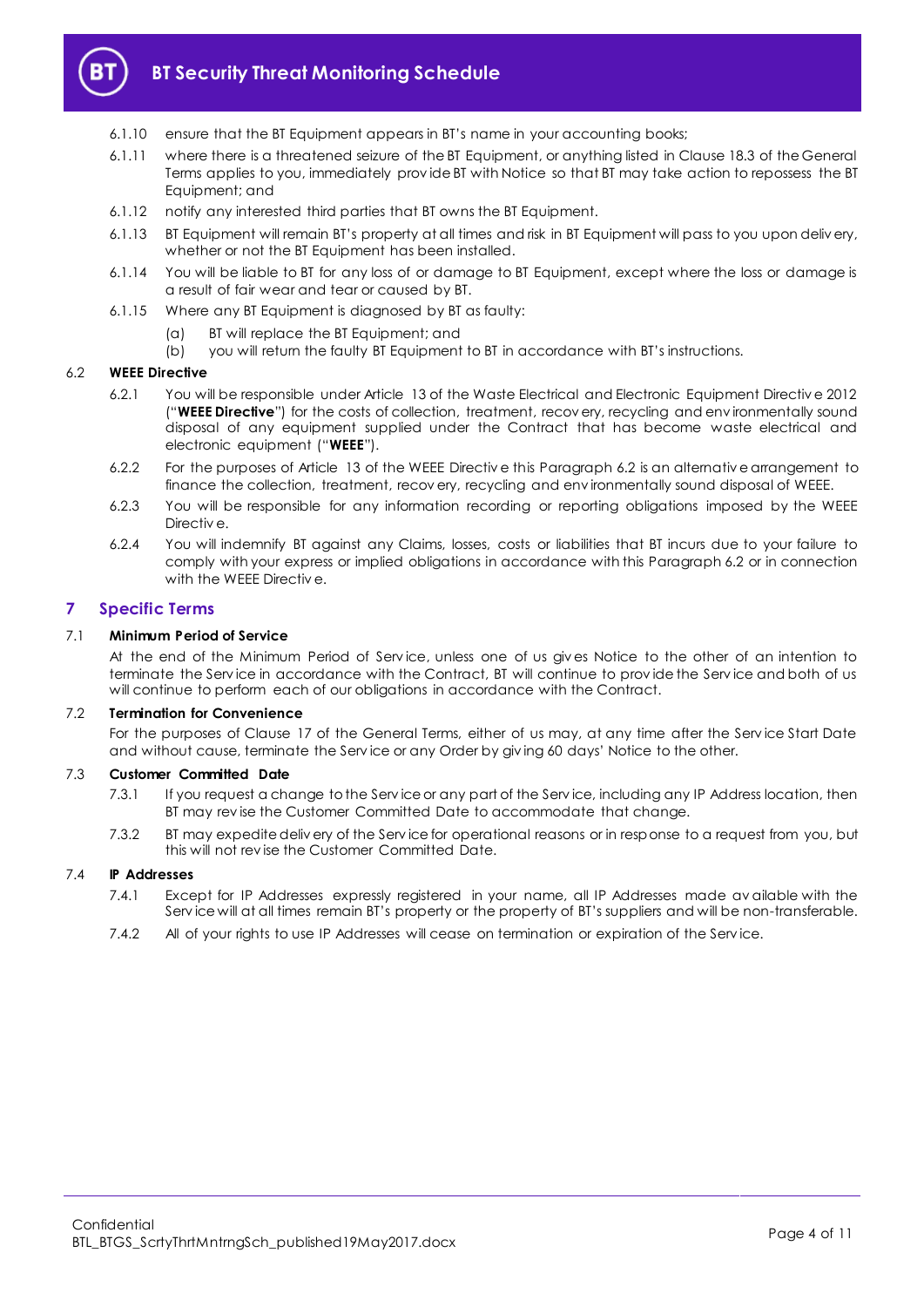6.1.10 ensure that the BT Equipment appears in BT's name in your accounting books;

6.1.11 where there is a threatened seizure of the BT Equipment, or anything listed in Clause 18.3 of the General Terms applies to you, immediately provide BT with Notice so that BT may take action to repossess the BT Equipment; and

6.1.12 notify any interested third parties that BT owns the BT Equipment.

6.1.13 BT Equipment will remain BT's property at all times and risk in BT Equipment will pass to you upon delivery, whether or not the BT Equipment has been installed.

6.1.14 You will be liable to BT for any loss of or damage to BT Equipment, except where the loss or damage is a result of fair wear and tear or caused by BT.

6.1.15 Where any BT Equipment is diagnosed by BT as faulty:

(a) BT will replace the BT Equipment; and

(b) you will return the faulty BT Equipment to BT in accordance with BT's instructions.

### 6.2 WEEE Directive

6.2.1 You will be responsible under Article 13 of the Waste Electrical and Electronic Equipment Directive 2012 ("**WEEE Directive**") for the costs of collection, treatment, recovery, recycling and environmentally sound disposal of any equipment supplied under the Contract that has become waste electrical and electronic equipment ("**WEEE**").

6.2.2 For the purposes of Article 13 of the WEEE Directive this Paragraph 6.2 is an alternative arrangement to finance the collection, treatment, recovery, recycling and environmentally sound disposal of WEEE.

6.2.3 You will be responsible for any information recording or reporting obligations imposed by the WEEE Directive.

6.2.4 You will indemnify BT against any Claims, losses, costs or liabilities that BT incurs due to your failure to comply with your express or implied obligations in accordance with this Paragraph 6.2 or in connection with the WEEE Directive.

## 7 Specific Terms

### 7.1 Minimum Period of Service

At the end of the Minimum Period of Service, unless one of us gives Notice to the other of an intention to terminate the Service in accordance with the Contract, BT will continue to provide the Service and both of us will continue to perform each of our obligations in accordance with the Contract.

### 7.2 Termination for Convenience

For the purposes of Clause 17 of the General Terms, either of us may, at any time after the Service Start Date and without cause, terminate the Service or any Order by giving 60 days' Notice to the other.

### 7.3 Customer Committed Date

7.3.1 If you request a change to the Service or any part of the Service, including any IP Address location, then BT may revise the Customer Committed Date to accommodate that change.

7.3.2 BT may expedite delivery of the Service for operational reasons or in response to a request from you, but this will not revise the Customer Committed Date.

### 7.4 IP Addresses

7.4.1 Except for IP Addresses expressly registered in your name, all IP Addresses made available with the Service will at all times remain BT's property or the property of BT's suppliers and will be non-transferable.

7.4.2 All of your rights to use IP Addresses will cease on termination or expiration of the Service.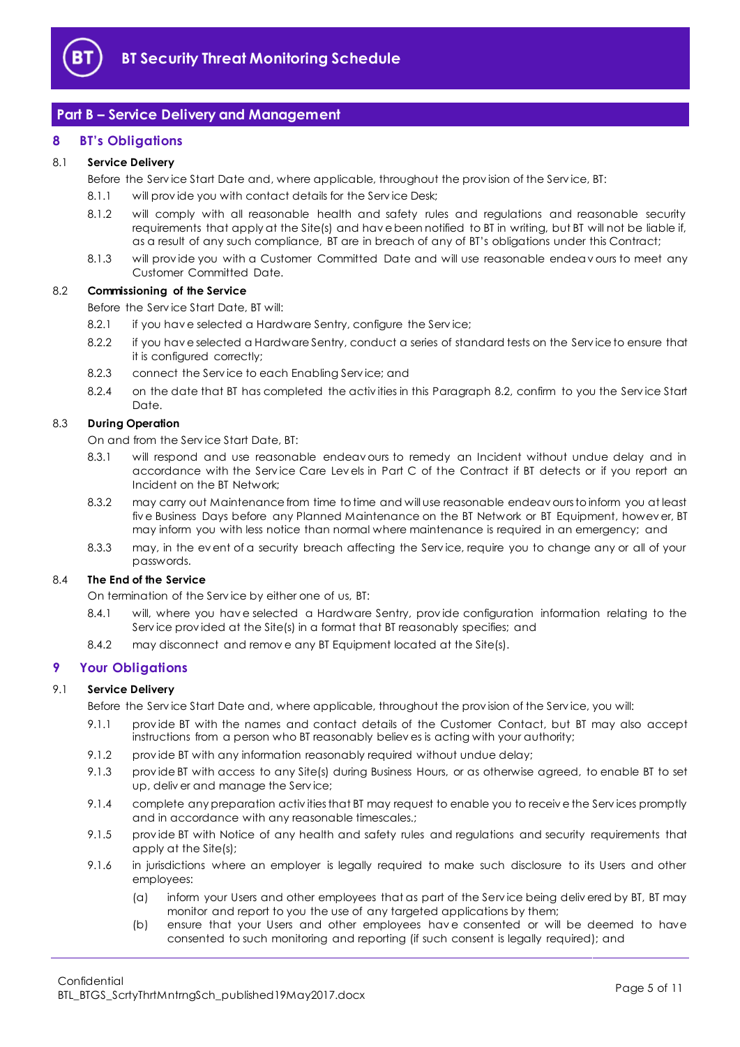## Part B – Service Delivery and Management

### 8 BT's Obligations

**8.1 Service Delivery**

Before the Service Start Date and, where applicable, throughout the provision of the Service, BT:

8.1.1 will provide you with contact details for the Service Desk;

8.1.2 will comply with all reasonable health and safety rules and regulations and reasonable security requirements that apply at the Site(s) and have been notified to BT in writing, but BT will not be liable if, as a result of any such compliance, BT are in breach of any of BT's obligations under this Contract;

8.1.3 will provide you with a Customer Committed Date and will use reasonable endeavours to meet any Customer Committed Date.

**8.2 Commissioning of the Service**

Before the Service Start Date, BT will:

8.2.1 if you have selected a Hardware Sentry, configure the Service;

8.2.2 if you have selected a Hardware Sentry, conduct a series of standard tests on the Service to ensure that it is configured correctly;

8.2.3 connect the Service to each Enabling Service; and

8.2.4 on the date that BT has completed the activities in this Paragraph 8.2, confirm to you the Service Start Date.

**8.3 During Operation**

On and from the Service Start Date, BT:

8.3.1 will respond and use reasonable endeavours to remedy an Incident without undue delay and in accordance with the Service Care Levels in Part C of the Contract if BT detects or if you report an Incident on the BT Network;

8.3.2 may carry out Maintenance from time to time and will use reasonable endeavours to inform you at least five Business Days before any Planned Maintenance on the BT Network or BT Equipment, however, BT may inform you with less notice than normal where maintenance is required in an emergency; and

8.3.3 may, in the event of a security breach affecting the Service, require you to change any or all of your passwords.

**8.4 The End of the Service**

On termination of the Service by either one of us, BT:

8.4.1 will, where you have selected a Hardware Sentry, provide configuration information relating to the Service provided at the Site(s) in a format that BT reasonably specifies; and

8.4.2 may disconnect and remove any BT Equipment located at the Site(s).

### 9 Your Obligations

**9.1 Service Delivery**

Before the Service Start Date and, where applicable, throughout the provision of the Service, you will:

9.1.1 provide BT with the names and contact details of the Customer Contact, but BT may also accept instructions from a person who BT reasonably believes is acting with your authority;

9.1.2 provide BT with any information reasonably required without undue delay;

9.1.3 provide BT with access to any Site(s) during Business Hours, or as otherwise agreed, to enable BT to set up, deliver and manage the Service;

9.1.4 complete any preparation activities that BT may request to enable you to receive the Services promptly and in accordance with any reasonable timescales.;

9.1.5 provide BT with Notice of any health and safety rules and regulations and security requirements that apply at the Site(s);

9.1.6 in jurisdictions where an employer is legally required to make such disclosure to its Users and other employees:

(a) inform your Users and other employees that as part of the Service being delivered by BT, BT may monitor and report to you the use of any targeted applications by them;

(b) ensure that your Users and other employees have consented or will be deemed to have consented to such monitoring and reporting (if such consent is legally required); and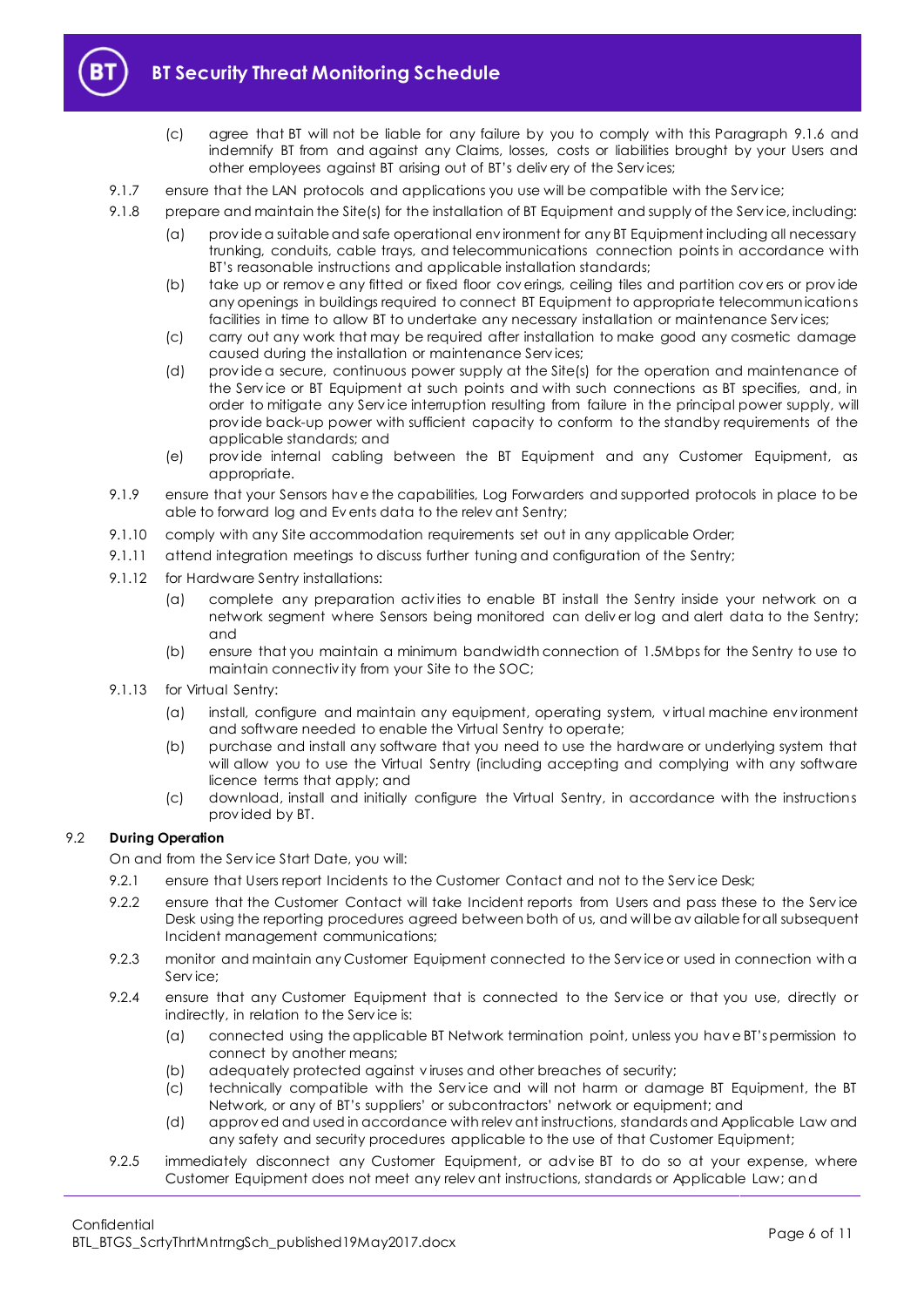(c) agree that BT will not be liable for any failure by you to comply with this Paragraph 9.1.6 and indemnify BT from and against any Claims, losses, costs or liabilities brought by your Users and other employees against BT arising out of BT's delivery of the Services;

9.1.7 ensure that the LAN protocols and applications you use will be compatible with the Service;

9.1.8 prepare and maintain the Site(s) for the installation of BT Equipment and supply of the Service, including:

(a) provide a suitable and safe operational environment for any BT Equipment including all necessary trunking, conduits, cable trays, and telecommunications connection points in accordance with BT's reasonable instructions and applicable installation standards;

(b) take up or remove any fitted or fixed floor coverings, ceiling tiles and partition covers or provide any openings in buildings required to connect BT Equipment to appropriate telecommunications facilities in time to allow BT to undertake any necessary installation or maintenance Services;

(c) carry out any work that may be required after installation to make good any cosmetic damage caused during the installation or maintenance Services;

(d) provide a secure, continuous power supply at the Site(s) for the operation and maintenance of the Service or BT Equipment at such points and with such connections as BT specifies, and, in order to mitigate any Service interruption resulting from failure in the principal power supply, will provide back-up power with sufficient capacity to conform to the standby requirements of the applicable standards; and

(e) provide internal cabling between the BT Equipment and any Customer Equipment, as appropriate.

9.1.9 ensure that your Sensors have the capabilities, Log Forwarders and supported protocols in place to be able to forward log and Events data to the relevant Sentry;

9.1.10 comply with any Site accommodation requirements set out in any applicable Order;

9.1.11 attend integration meetings to discuss further tuning and configuration of the Sentry;

9.1.12 for Hardware Sentry installations:

(a) complete any preparation activities to enable BT install the Sentry inside your network on a network segment where Sensors being monitored can deliver log and alert data to the Sentry; and

(b) ensure that you maintain a minimum bandwidth connection of 1.5Mbps for the Sentry to use to maintain connectivity from your Site to the SOC;

9.1.13 for Virtual Sentry:

(a) install, configure and maintain any equipment, operating system, virtual machine environment and software needed to enable the Virtual Sentry to operate;

(b) purchase and install any software that you need to use the hardware or underlying system that will allow you to use the Virtual Sentry (including accepting and complying with any software licence terms that apply; and

(c) download, install and initially configure the Virtual Sentry, in accordance with the instructions provided by BT.

### 9.2 During Operation

On and from the Service Start Date, you will:

9.2.1 ensure that Users report Incidents to the Customer Contact and not to the Service Desk;

9.2.2 ensure that the Customer Contact will take Incident reports from Users and pass these to the Service Desk using the reporting procedures agreed between both of us, and will be available for all subsequent Incident management communications;

9.2.3 monitor and maintain any Customer Equipment connected to the Service or used in connection with a Service;

9.2.4 ensure that any Customer Equipment that is connected to the Service or that you use, directly or indirectly, in relation to the Service is:

(a) connected using the applicable BT Network termination point, unless you have BT's permission to connect by another means;

(b) adequately protected against viruses and other breaches of security;

(c) technically compatible with the Service and will not harm or damage BT Equipment, the BT Network, or any of BT's suppliers' or subcontractors' network or equipment; and

(d) approved and used in accordance with relevant instructions, standards and Applicable Law and any safety and security procedures applicable to the use of that Customer Equipment;

9.2.5 immediately disconnect any Customer Equipment, or advise BT to do so at your expense, where Customer Equipment does not meet any relevant instructions, standards or Applicable Law; and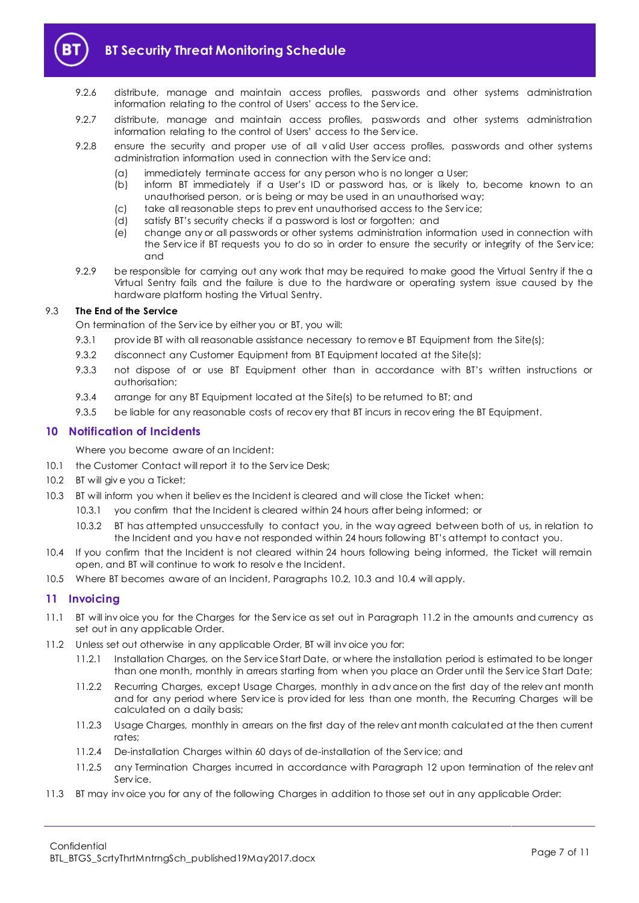9.2.6 distribute, manage and maintain access profiles, passwords and other systems administration information relating to the control of Users' access to the Service.

9.2.7 distribute, manage and maintain access profiles, passwords and other systems administration information relating to the control of Users' access to the Service.

9.2.8 ensure the security and proper use of all valid User access profiles, passwords and other systems administration information used in connection with the Service and:

(a) immediately terminate access for any person who is no longer a User;

(b) inform BT immediately if a User's ID or password has, or is likely to, become known to an unauthorised person, or is being or may be used in an unauthorised way;

(c) take all reasonable steps to prevent unauthorised access to the Service;

(d) satisfy BT's security checks if a password is lost or forgotten; and

(e) change any or all passwords or other systems administration information used in connection with the Service if BT requests you to do so in order to ensure the security or integrity of the Service; and

9.2.9 be responsible for carrying out any work that may be required to make good the Virtual Sentry if the a Virtual Sentry fails and the failure is due to the hardware or operating system issue caused by the hardware platform hosting the Virtual Sentry.

9.3 **The End of the Service**

On termination of the Service by either you or BT, you will:

9.3.1 provide BT with all reasonable assistance necessary to remove BT Equipment from the Site(s);

9.3.2 disconnect any Customer Equipment from BT Equipment located at the Site(s);

9.3.3 not dispose of or use BT Equipment other than in accordance with BT's written instructions or authorisation;

9.3.4 arrange for any BT Equipment located at the Site(s) to be returned to BT; and

9.3.5 be liable for any reasonable costs of recovery that BT incurs in recovering the BT Equipment.

## 10 Notification of Incidents

Where you become aware of an Incident:

10.1 the Customer Contact will report it to the Service Desk;

10.2 BT will give you a Ticket;

10.3 BT will inform you when it believes the Incident is cleared and will close the Ticket when:

10.3.1 you confirm that the Incident is cleared within 24 hours after being informed; or

10.3.2 BT has attempted unsuccessfully to contact you, in the way agreed between both of us, in relation to the Incident and you have not responded within 24 hours following BT's attempt to contact you.

10.4 If you confirm that the Incident is not cleared within 24 hours following being informed, the Ticket will remain open, and BT will continue to work to resolve the Incident.

10.5 Where BT becomes aware of an Incident, Paragraphs 10.2, 10.3 and 10.4 will apply.

## 11 Invoicing

11.1 BT will invoice you for the Charges for the Service as set out in Paragraph 11.2 in the amounts and currency as set out in any applicable Order.

11.2 Unless set out otherwise in any applicable Order, BT will invoice you for:

11.2.1 Installation Charges, on the Service Start Date, or where the installation period is estimated to be longer than one month, monthly in arrears starting from when you place an Order until the Service Start Date;

11.2.2 Recurring Charges, except Usage Charges, monthly in advance on the first day of the relevant month and for any period where Service is provided for less than one month, the Recurring Charges will be calculated on a daily basis;

11.2.3 Usage Charges, monthly in arrears on the first day of the relevant month calculated at the then current rates;

11.2.4 De-installation Charges within 60 days of de-installation of the Service; and

11.2.5 any Termination Charges incurred in accordance with Paragraph 12 upon termination of the relevant Service.

11.3 BT may invoice you for any of the following Charges in addition to those set out in any applicable Order: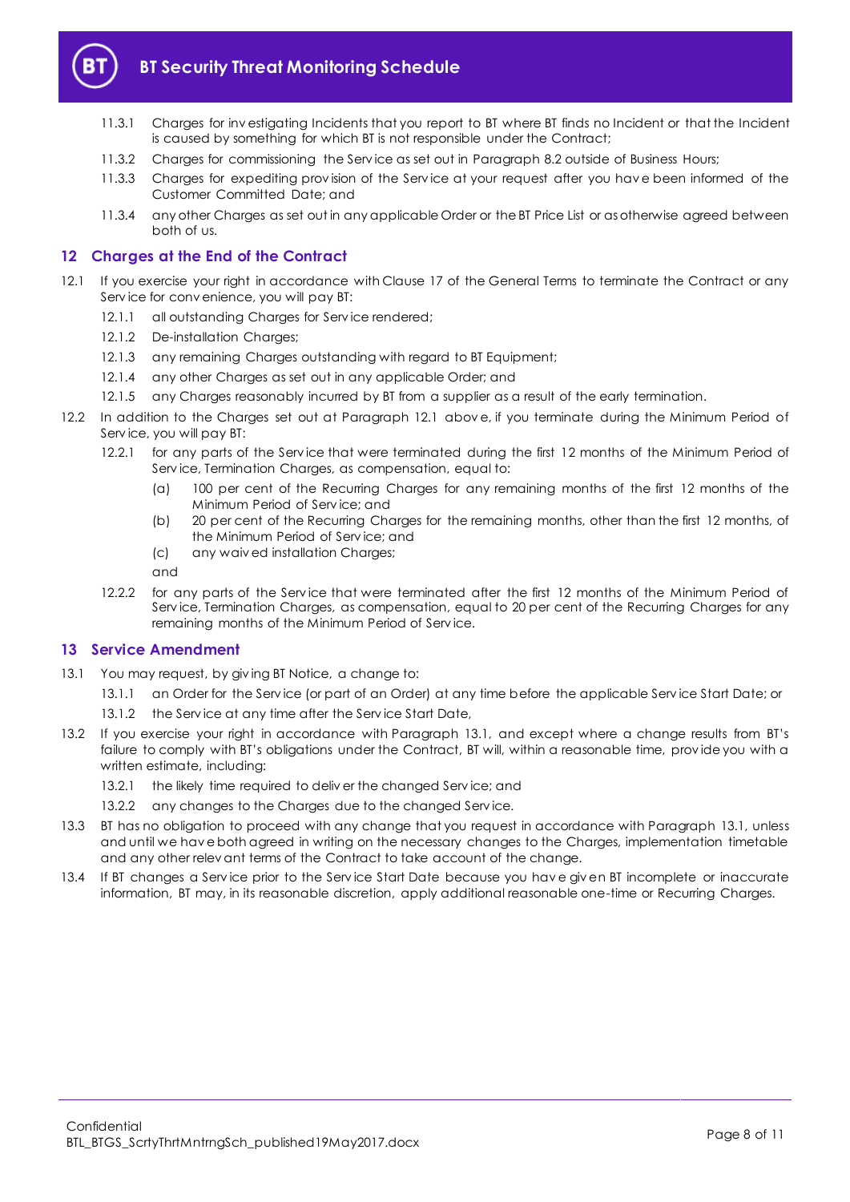11.3.1 Charges for investigating Incidents that you report to BT where BT finds no Incident or that the Incident is caused by something for which BT is not responsible under the Contract;

11.3.2 Charges for commissioning the Service as set out in Paragraph 8.2 outside of Business Hours;

11.3.3 Charges for expediting provision of the Service at your request after you have been informed of the Customer Committed Date; and

11.3.4 any other Charges as set out in any applicable Order or the BT Price List or as otherwise agreed between both of us.

## 12 Charges at the End of the Contract

12.1 If you exercise your right in accordance with Clause 17 of the General Terms to terminate the Contract or any Service for convenience, you will pay BT:

12.1.1 all outstanding Charges for Service rendered;

12.1.2 De-installation Charges;

12.1.3 any remaining Charges outstanding with regard to BT Equipment;

12.1.4 any other Charges as set out in any applicable Order; and

12.1.5 any Charges reasonably incurred by BT from a supplier as a result of the early termination.

12.2 In addition to the Charges set out at Paragraph 12.1 above, if you terminate during the Minimum Period of Service, you will pay BT:

12.2.1 for any parts of the Service that were terminated during the first 12 months of the Minimum Period of Service, Termination Charges, as compensation, equal to:

(a) 100 per cent of the Recurring Charges for any remaining months of the first 12 months of the Minimum Period of Service; and

(b) 20 per cent of the Recurring Charges for the remaining months, other than the first 12 months, of the Minimum Period of Service; and

(c) any waived installation Charges;

and

12.2.2 for any parts of the Service that were terminated after the first 12 months of the Minimum Period of Service, Termination Charges, as compensation, equal to 20 per cent of the Recurring Charges for any remaining months of the Minimum Period of Service.

## 13 Service Amendment

13.1 You may request, by giving BT Notice, a change to:

13.1.1 an Order for the Service (or part of an Order) at any time before the applicable Service Start Date; or

13.1.2 the Service at any time after the Service Start Date,

13.2 If you exercise your right in accordance with Paragraph 13.1, and except where a change results from BT's failure to comply with BT's obligations under the Contract, BT will, within a reasonable time, provide you with a written estimate, including:

13.2.1 the likely time required to deliver the changed Service; and

13.2.2 any changes to the Charges due to the changed Service.

13.3 BT has no obligation to proceed with any change that you request in accordance with Paragraph 13.1, unless and until we have both agreed in writing on the necessary changes to the Charges, implementation timetable and any other relevant terms of the Contract to take account of the change.

13.4 If BT changes a Service prior to the Service Start Date because you have given BT incomplete or inaccurate information, BT may, in its reasonable discretion, apply additional reasonable one-time or Recurring Charges.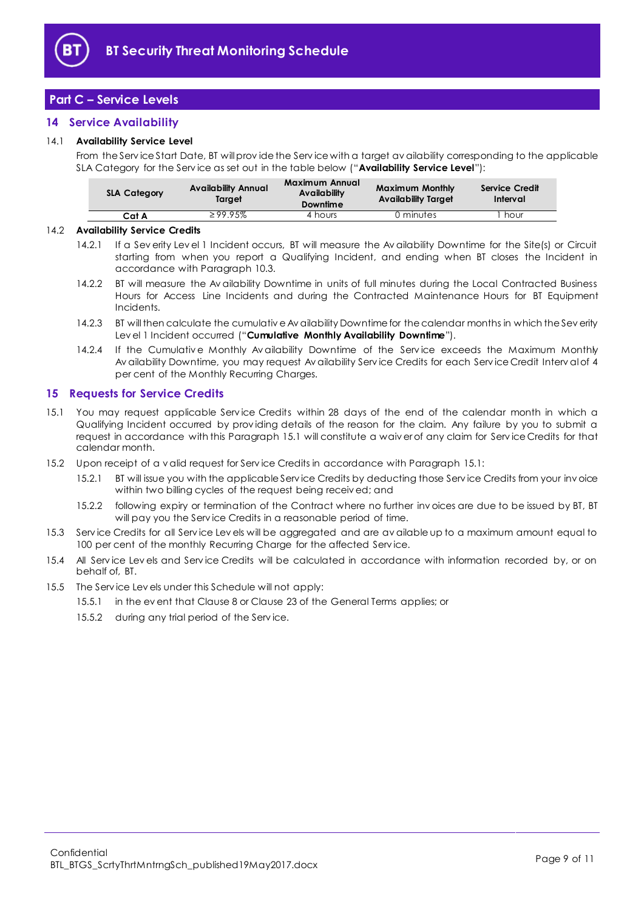## Part C – Service Levels

### 14 Service Availability

14.1 **Availability Service Level**

From the Service Start Date, BT will provide the Service with a target availability corresponding to the applicable SLA Category for the Service as set out in the table below ("**Availability Service Level**"):

| SLA Category | Availability Annual Target | Maximum Annual Availability Downtime | Maximum Monthly Availability Target | Service Credit Interval |
|---|---|---|---|---|
| **Cat A** | ≥99.95% | 4 hours | 0 minutes | 1 hour |

14.2 **Availability Service Credits**

14.2.1 If a Severity Level 1 Incident occurs, BT will measure the Availability Downtime for the Site(s) or Circuit starting from when you report a Qualifying Incident, and ending when BT closes the Incident in accordance with Paragraph 10.3.

14.2.2 BT will measure the Availability Downtime in units of full minutes during the Local Contracted Business Hours for Access Line Incidents and during the Contracted Maintenance Hours for BT Equipment Incidents.

14.2.3 BT will then calculate the cumulative Availability Downtime for the calendar months in which the Severity Level 1 Incident occurred ("**Cumulative Monthly Availability Downtime**").

14.2.4 If the Cumulative Monthly Availability Downtime of the Service exceeds the Maximum Monthly Availability Downtime, you may request Availability Service Credits for each Service Credit Interval of 4 per cent of the Monthly Recurring Charges.

### 15 Requests for Service Credits

15.1 You may request applicable Service Credits within 28 days of the end of the calendar month in which a Qualifying Incident occurred by providing details of the reason for the claim. Any failure by you to submit a request in accordance with this Paragraph 15.1 will constitute a waiver of any claim for Service Credits for that calendar month.

15.2 Upon receipt of a valid request for Service Credits in accordance with Paragraph 15.1:

15.2.1 BT will issue you with the applicable Service Credits by deducting those Service Credits from your invoice within two billing cycles of the request being received; and

15.2.2 following expiry or termination of the Contract where no further invoices are due to be issued by BT, BT will pay you the Service Credits in a reasonable period of time.

15.3 Service Credits for all Service Levels will be aggregated and are available up to a maximum amount equal to 100 per cent of the monthly Recurring Charge for the affected Service.

15.4 All Service Levels and Service Credits will be calculated in accordance with information recorded by, or on behalf of, BT.

15.5 The Service Levels under this Schedule will not apply:

15.5.1 in the event that Clause 8 or Clause 23 of the General Terms applies; or

15.5.2 during any trial period of the Service.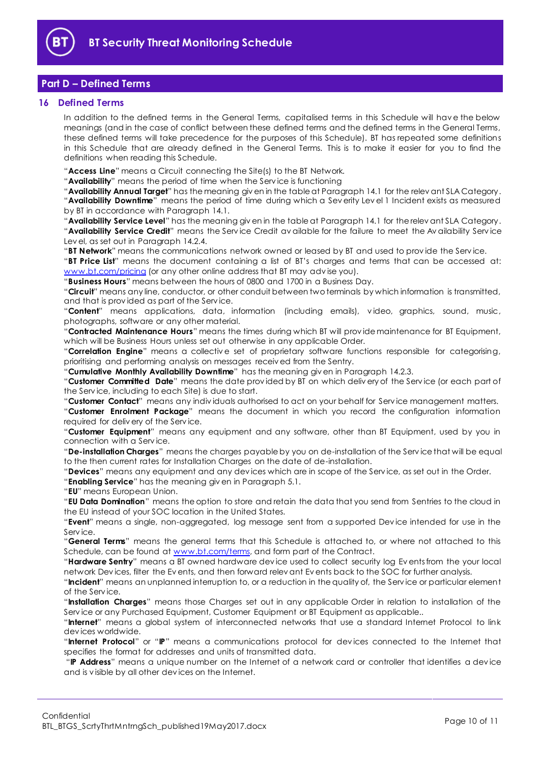## Part D – Defined Terms

### 16 Defined Terms

In addition to the defined terms in the General Terms, capitalised terms in this Schedule will have the below meanings (and in the case of conflict between these defined terms and the defined terms in the General Terms, these defined terms will take precedence for the purposes of this Schedule). BT has repeated some definitions in this Schedule that are already defined in the General Terms. This is to make it easier for you to find the definitions when reading this Schedule.

"**Access Line**" means a Circuit connecting the Site(s) to the BT Network.

"**Availability**" means the period of time when the Service is functioning

"**Availability Annual Target**" has the meaning given in the table at Paragraph 14.1 for the relevant SLA Category.

"**Availability Downtime**" means the period of time during which a Severity Level 1 Incident exists as measured by BT in accordance with Paragraph 14.1.

"**Availability Service Level**" has the meaning given in the table at Paragraph 14.1 for the relevant SLA Category.

"**Availability Service Credit**" means the Service Credit available for the failure to meet the Availability Service Level, as set out in Paragraph 14.2.4.

"**BT Network**" means the communications network owned or leased by BT and used to provide the Service.

"**BT Price List**" means the document containing a list of BT's charges and terms that can be accessed at: www.bt.com/pricing (or any other online address that BT may advise you).

"**Business Hours**" means between the hours of 0800 and 1700 in a Business Day.

"**Circuit**" means any line, conductor, or other conduit between two terminals by which information is transmitted, and that is provided as part of the Service.

"**Content**" means applications, data, information (including emails), video, graphics, sound, music, photographs, software or any other material.

"**Contracted Maintenance Hours**" means the times during which BT will provide maintenance for BT Equipment, which will be Business Hours unless set out otherwise in any applicable Order.

"**Correlation Engine**" means a collective set of proprietary software functions responsible for categorising, prioritising and performing analysis on messages received from the Sentry.

"**Cumulative Monthly Availability Downtime**" has the meaning given in Paragraph 14.2.3.

"**Customer Committed Date**" means the date provided by BT on which delivery of the Service (or each part of the Service, including to each Site) is due to start.

"**Customer Contact**" means any individuals authorised to act on your behalf for Service management matters.

"**Customer Enrolment Package**" means the document in which you record the configuration information required for delivery of the Service.

"**Customer Equipment**" means any equipment and any software, other than BT Equipment, used by you in connection with a Service.

"**De-installation Charges**" means the charges payable by you on de-installation of the Service that will be equal to the then current rates for Installation Charges on the date of de-installation.

"**Devices**" means any equipment and any devices which are in scope of the Service, as set out in the Order.

"**Enabling Service**" has the meaning given in Paragraph 5.1.

"**EU**" means European Union.

"**EU Data Domination**" means the option to store and retain the data that you send from Sentries to the cloud in the EU instead of your SOC location in the United States.

"**Event**" means a single, non-aggregated, log message sent from a supported Device intended for use in the Service.

"**General Terms**" means the general terms that this Schedule is attached to, or where not attached to this Schedule, can be found at www.bt.com/terms, and form part of the Contract.

"**Hardware Sentry**" means a BT owned hardware device used to collect security log Events from the your local network Devices, filter the Events, and then forward relevant Events back to the SOC for further analysis.

"**Incident**" means an unplanned interruption to, or a reduction in the quality of, the Service or particular element of the Service.

"**Installation Charges**" means those Charges set out in any applicable Order in relation to installation of the Service or any Purchased Equipment, Customer Equipment or BT Equipment as applicable..

"**Internet**" means a global system of interconnected networks that use a standard Internet Protocol to link devices worldwide.

"**Internet Protocol**" or "**IP**" means a communications protocol for devices connected to the Internet that specifies the format for addresses and units of transmitted data.

"**IP Address**" means a unique number on the Internet of a network card or controller that identifies a device and is visible by all other devices on the Internet.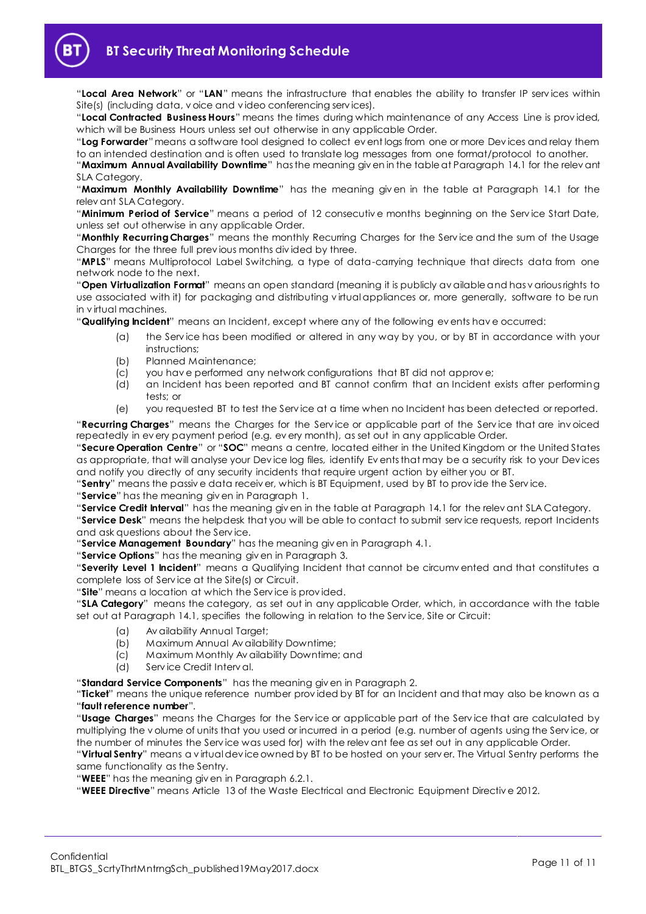"**Local Area Network**" or "**LAN**" means the infrastructure that enables the ability to transfer IP services within Site(s) (including data, voice and video conferencing services).

"**Local Contracted Business Hours**" means the times during which maintenance of any Access Line is provided, which will be Business Hours unless set out otherwise in any applicable Order.

"**Log Forwarder**" means a software tool designed to collect event logs from one or more Devices and relay them to an intended destination and is often used to translate log messages from one format/protocol to another.

"**Maximum Annual Availability Downtime**" has the meaning given in the table at Paragraph 14.1 for the relevant SLA Category.

"**Maximum Monthly Availability Downtime**" has the meaning given in the table at Paragraph 14.1 for the relevant SLA Category.

"**Minimum Period of Service**" means a period of 12 consecutive months beginning on the Service Start Date, unless set out otherwise in any applicable Order.

"**Monthly Recurring Charges**" means the monthly Recurring Charges for the Service and the sum of the Usage Charges for the three full previous months divided by three.

"**MPLS**" means Multiprotocol Label Switching, a type of data-carrying technique that directs data from one network node to the next.

"**Open Virtualization Format**" means an open standard (meaning it is publicly available and has various rights to use associated with it) for packaging and distributing virtual appliances or, more generally, software to be run in virtual machines.

"**Qualifying Incident**" means an Incident, except where any of the following events have occurred:

(a) the Service has been modified or altered in any way by you, or by BT in accordance with your instructions;

(b) Planned Maintenance;

(c) you have performed any network configurations that BT did not approve;

(d) an Incident has been reported and BT cannot confirm that an Incident exists after performing tests; or

(e) you requested BT to test the Service at a time when no Incident has been detected or reported.

"**Recurring Charges**" means the Charges for the Service or applicable part of the Service that are invoiced repeatedly in every payment period (e.g. every month), as set out in any applicable Order.

"**Secure Operation Centre**" or "**SOC**" means a centre, located either in the United Kingdom or the United States as appropriate, that will analyse your Device log files, identify Events that may be a security risk to your Devices and notify you directly of any security incidents that require urgent action by either you or BT.

"**Sentry**" means the passive data receiver, which is BT Equipment, used by BT to provide the Service.

"**Service**" has the meaning given in Paragraph 1.

"**Service Credit Interval**" has the meaning given in the table at Paragraph 14.1 for the relevant SLA Category.

"**Service Desk**" means the helpdesk that you will be able to contact to submit service requests, report Incidents and ask questions about the Service.

"**Service Management Boundary**" has the meaning given in Paragraph 4.1.

"**Service Options**" has the meaning given in Paragraph 3.

"**Severity Level 1 Incident**" means a Qualifying Incident that cannot be circumvented and that constitutes a complete loss of Service at the Site(s) or Circuit.

"**Site**" means a location at which the Service is provided.

"**SLA Category**" means the category, as set out in any applicable Order, which, in accordance with the table set out at Paragraph 14.1, specifies the following in relation to the Service, Site or Circuit:

(a) Availability Annual Target;

(b) Maximum Annual Availability Downtime;

(c) Maximum Monthly Availability Downtime; and

(d) Service Credit Interval.

"**Standard Service Components**" has the meaning given in Paragraph 2.

"**Ticket**" means the unique reference number provided by BT for an Incident and that may also be known as a "**fault reference number**".

"**Usage Charges**" means the Charges for the Service or applicable part of the Service that are calculated by multiplying the volume of units that you used or incurred in a period (e.g. number of agents using the Service, or the number of minutes the Service was used for) with the relevant fee as set out in any applicable Order.

"**Virtual Sentry**" means a virtual device owned by BT to be hosted on your server. The Virtual Sentry performs the same functionality as the Sentry.

"**WEEE**" has the meaning given in Paragraph 6.2.1.

"**WEEE Directive**" means Article 13 of the Waste Electrical and Electronic Equipment Directive 2012.